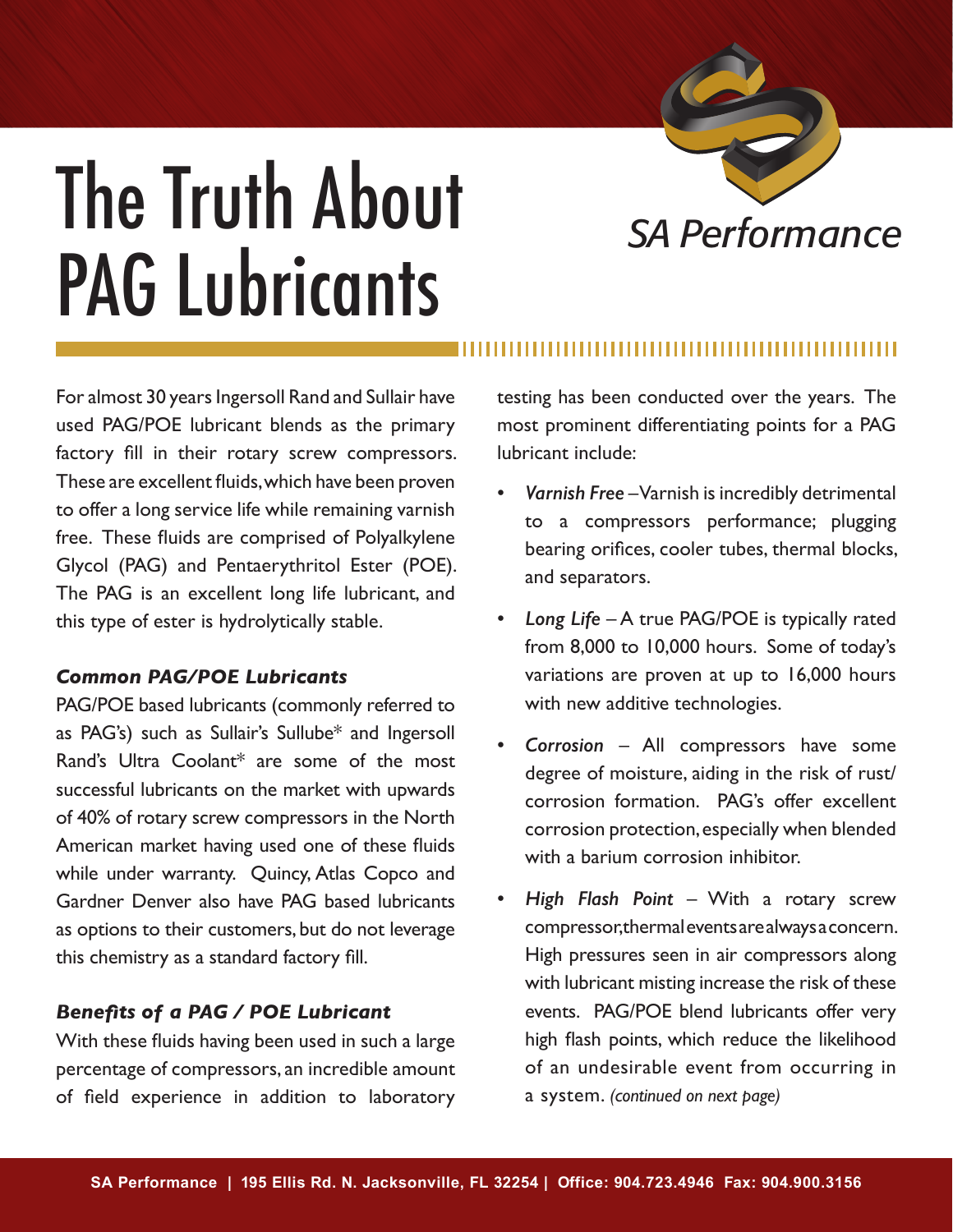# The Truth About PAG Lubricants

SA Performance

For almost 30 years Ingersoll Rand and Sullair have used PAG/POE lubricant blends as the primary factory fill in their rotary screw compressors. These are excellent fluids, which have been proven to offer a long service life while remaining varnish free. These fluids are comprised of Polyalkylene Glycol (PAG) and Pentaerythritol Ester (POE). The PAG is an excellent long life lubricant, and this type of ester is hydrolytically stable.

### *Common PAG/POE Lubricants*

PAG/POE based lubricants (commonly referred to as PAG's) such as Sullair's Sullube* and Ingersoll Rand's Ultra Coolant* are some of the most successful lubricants on the market with upwards of 40% of rotary screw compressors in the North American market having used one of these fluids while under warranty. Quincy, Atlas Copco and Gardner Denver also have PAG based lubricants as options to their customers, but do not leverage this chemistry as a standard factory fill.

### *Benefits of a PAG / POE Lubricant*

With these fluids having been used in such a large percentage of compressors, an incredible amount of field experience in addition to laboratory testing has been conducted over the years. The most prominent differentiating points for a PAG lubricant include:

- *Varnish Free* –Varnish is incredibly detrimental to a compressors performance; plugging bearing orifices, cooler tubes, thermal blocks, and separators.
- *Long Life* – A true PAG/POE is typically rated from 8,000 to 10,000 hours. Some of today's variations are proven at up to 16,000 hours with new additive technologies.
- *Corrosion* – All compressors have some degree of moisture, aiding in the risk of rust/corrosion formation. PAG's offer excellent corrosion protection, especially when blended with a barium corrosion inhibitor.
- *High Flash Point* – With a rotary screw compressor, thermal events are always a concern. High pressures seen in air compressors along with lubricant misting increase the risk of these events. PAG/POE blend lubricants offer very high flash points, which reduce the likelihood of an undesirable event from occurring in a system. *(continued on next page)*

**SA Performance | 195 Ellis Rd. N. Jacksonville, FL 32254 | Office: 904.723.4946 Fax: 904.900.3156**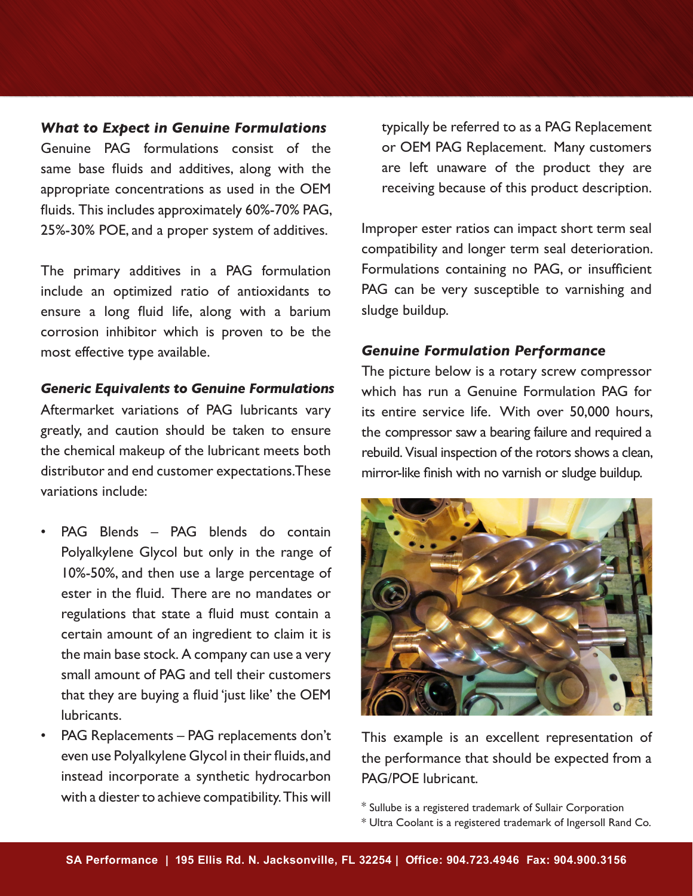### *What to Expect in Genuine Formulations*

Genuine PAG formulations consist of the same base fluids and additives, along with the appropriate concentrations as used in the OEM fluids. This includes approximately 60%-70% PAG, 25%-30% POE, and a proper system of additives.

The primary additives in a PAG formulation include an optimized ratio of antioxidants to ensure a long fluid life, along with a barium corrosion inhibitor which is proven to be the most effective type available.

### *Generic Equivalents to Genuine Formulations*

Aftermarket variations of PAG lubricants vary greatly, and caution should be taken to ensure the chemical makeup of the lubricant meets both distributor and end customer expectations.These variations include:

- PAG Blends – PAG blends do contain Polyalkylene Glycol but only in the range of 10%-50%, and then use a large percentage of ester in the fluid. There are no mandates or regulations that state a fluid must contain a certain amount of an ingredient to claim it is the main base stock. A company can use a very small amount of PAG and tell their customers that they are buying a fluid 'just like' the OEM lubricants.
- PAG Replacements – PAG replacements don't even use Polyalkylene Glycol in their fluids, and instead incorporate a synthetic hydrocarbon with a diester to achieve compatibility. This will typically be referred to as a PAG Replacement or OEM PAG Replacement. Many customers are left unaware of the product they are receiving because of this product description.

Improper ester ratios can impact short term seal compatibility and longer term seal deterioration. Formulations containing no PAG, or insufficient PAG can be very susceptible to varnishing and sludge buildup.

### *Genuine Formulation Performance*

The picture below is a rotary screw compressor which has run a Genuine Formulation PAG for its entire service life. With over 50,000 hours, the compressor saw a bearing failure and required a rebuild. Visual inspection of the rotors shows a clean, mirror-like finish with no varnish or sludge buildup.

This example is an excellent representation of the performance that should be expected from a PAG/POE lubricant.

\* Sullube is a registered trademark of Sullair Corporation

\* Ultra Coolant is a registered trademark of Ingersoll Rand Co.

**SA Performance | 195 Ellis Rd. N. Jacksonville, FL 32254 | Office: 904.723.4946 Fax: 904.900.3156**